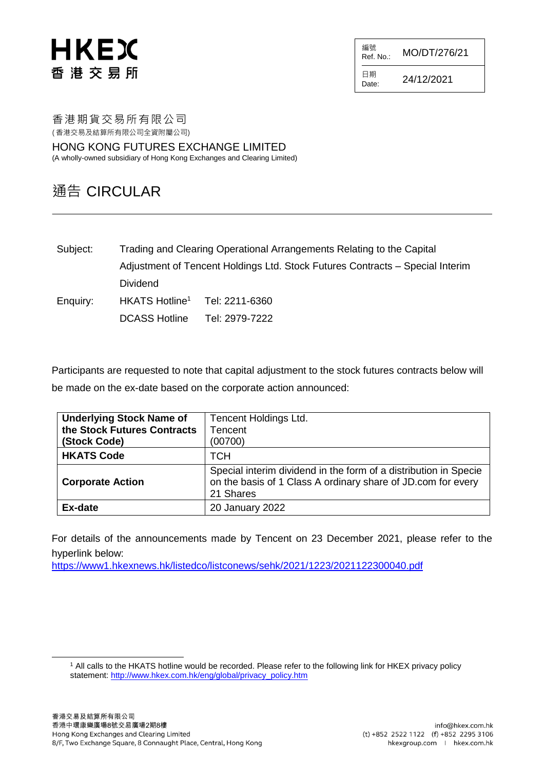HKEX
香港交易所

| 編號 Ref. No.: | MO/DT/276/21 |
|---|---|
| 日期 Date: | 24/12/2021 |

香港期貨交易所有限公司
(香港交易及結算所有限公司全資附屬公司)

HONG KONG FUTURES EXCHANGE LIMITED
(A wholly-owned subsidiary of Hong Kong Exchanges and Clearing Limited)

# 通告 CIRCULAR

---

Subject: Trading and Clearing Operational Arrangements Relating to the Capital Adjustment of Tencent Holdings Ltd. Stock Futures Contracts – Special Interim Dividend

Enquiry: HKATS Hotline[1] Tel: 2211-6360
DCASS Hotline Tel: 2979-7222

Participants are requested to note that capital adjustment to the stock futures contracts below will be made on the ex-date based on the corporate action announced:

| **Underlying Stock Name of the Stock Futures Contracts (Stock Code)** | Tencent Holdings Ltd. Tencent (00700) |
|---|---|
| **HKATS Code** | TCH |
| **Corporate Action** | Special interim dividend in the form of a distribution in Specie on the basis of 1 Class A ordinary share of JD.com for every 21 Shares |
| **Ex-date** | 20 January 2022 |

For details of the announcements made by Tencent on 23 December 2021, please refer to the hyperlink below:
https://www1.hkexnews.hk/listedco/listconews/sehk/2021/1223/2021122300040.pdf

---

[1] All calls to the HKATS hotline would be recorded. Please refer to the following link for HKEX privacy policy statement: http://www.hkex.com.hk/eng/global/privacy_policy.htm

香港交易及結算所有限公司
香港中環康樂廣場8號交易廣場2期8樓
Hong Kong Exchanges and Clearing Limited
8/F, Two Exchange Square, 8 Connaught Place, Central, Hong Kong

info@hkex.com.hk
(t) +852 2522 1122 (f) +852 2295 3106
hkexgroup.com | hkex.com.hk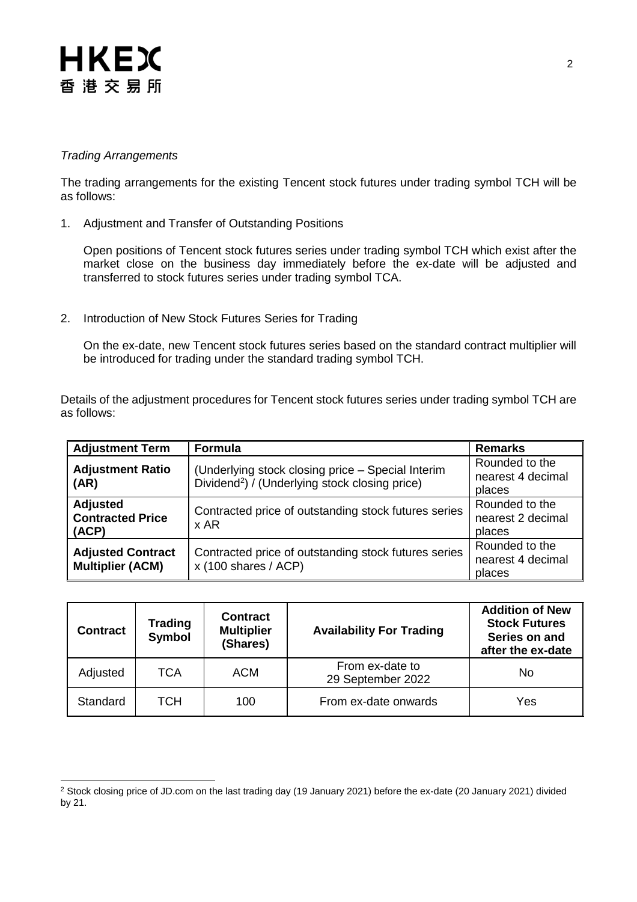*Trading Arrangements*

The trading arrangements for the existing Tencent stock futures under trading symbol TCH will be as follows:

1. Adjustment and Transfer of Outstanding Positions

   Open positions of Tencent stock futures series under trading symbol TCH which exist after the market close on the business day immediately before the ex-date will be adjusted and transferred to stock futures series under trading symbol TCA.

2. Introduction of New Stock Futures Series for Trading

   On the ex-date, new Tencent stock futures series based on the standard contract multiplier will be introduced for trading under the standard trading symbol TCH.

Details of the adjustment procedures for Tencent stock futures series under trading symbol TCH are as follows:

| Adjustment Term | Formula | Remarks |
| --- | --- | --- |
| **Adjustment Ratio (AR)** | (Underlying stock closing price – Special Interim Dividend[2]) / (Underlying stock closing price) | Rounded to the nearest 4 decimal places |
| **Adjusted Contracted Price (ACP)** | Contracted price of outstanding stock futures series x AR | Rounded to the nearest 2 decimal places |
| **Adjusted Contract Multiplier (ACM)** | Contracted price of outstanding stock futures series x (100 shares / ACP) | Rounded to the nearest 4 decimal places |

| Contract | Trading Symbol | Contract Multiplier (Shares) | Availability For Trading | Addition of New Stock Futures Series on and after the ex-date |
| --- | --- | --- | --- | --- |
| Adjusted | TCA | ACM | From ex-date to 29 September 2022 | No |
| Standard | TCH | 100 | From ex-date onwards | Yes |

[2] Stock closing price of JD.com on the last trading day (19 January 2021) before the ex-date (20 January 2021) divided by 21.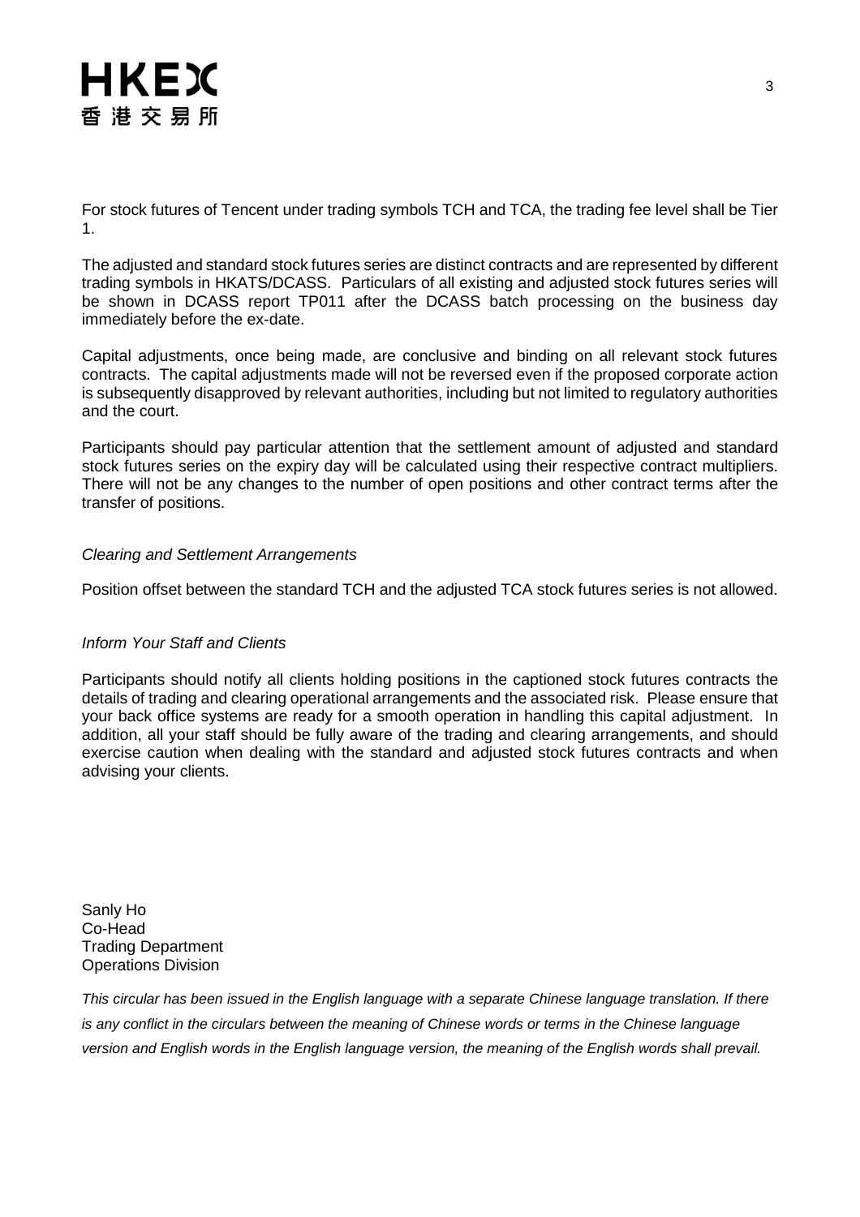For stock futures of Tencent under trading symbols TCH and TCA, the trading fee level shall be Tier 1.

The adjusted and standard stock futures series are distinct contracts and are represented by different trading symbols in HKATS/DCASS. Particulars of all existing and adjusted stock futures series will be shown in DCASS report TP011 after the DCASS batch processing on the business day immediately before the ex-date.

Capital adjustments, once being made, are conclusive and binding on all relevant stock futures contracts. The capital adjustments made will not be reversed even if the proposed corporate action is subsequently disapproved by relevant authorities, including but not limited to regulatory authorities and the court.

Participants should pay particular attention that the settlement amount of adjusted and standard stock futures series on the expiry day will be calculated using their respective contract multipliers. There will not be any changes to the number of open positions and other contract terms after the transfer of positions.

*Clearing and Settlement Arrangements*

Position offset between the standard TCH and the adjusted TCA stock futures series is not allowed.

*Inform Your Staff and Clients*

Participants should notify all clients holding positions in the captioned stock futures contracts the details of trading and clearing operational arrangements and the associated risk. Please ensure that your back office systems are ready for a smooth operation in handling this capital adjustment. In addition, all your staff should be fully aware of the trading and clearing arrangements, and should exercise caution when dealing with the standard and adjusted stock futures contracts and when advising your clients.

Sanly Ho
Co-Head
Trading Department
Operations Division

*This circular has been issued in the English language with a separate Chinese language translation. If there is any conflict in the circulars between the meaning of Chinese words or terms in the Chinese language version and English words in the English language version, the meaning of the English words shall prevail.*